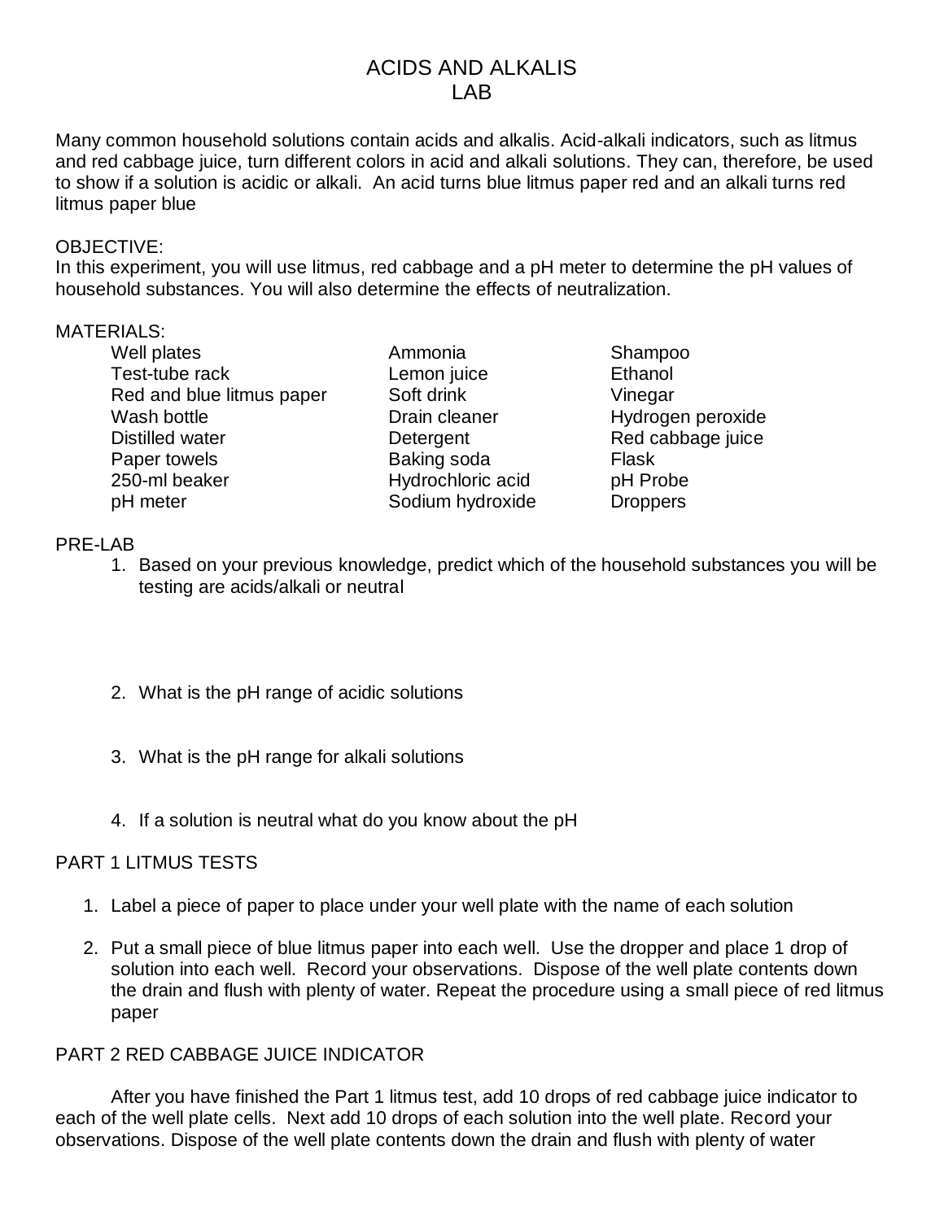# ACIDS AND ALKALIS LAB

Many common household solutions contain acids and alkalis. Acid-alkali indicators, such as litmus and red cabbage juice, turn different colors in acid and alkali solutions. They can, therefore, be used to show if a solution is acidic or alkali. An acid turns blue litmus paper red and an alkali turns red litmus paper blue

OBJECTIVE:
In this experiment, you will use litmus, red cabbage and a pH meter to determine the pH values of household substances. You will also determine the effects of neutralization.

MATERIALS:

| | | |
|---|---|---|
| Well plates | Ammonia | Shampoo |
| Test-tube rack | Lemon juice | Ethanol |
| Red and blue litmus paper | Soft drink | Vinegar |
| Wash bottle | Drain cleaner | Hydrogen peroxide |
| Distilled water | Detergent | Red cabbage juice |
| Paper towels | Baking soda | Flask |
| 250-ml beaker | Hydrochloric acid | pH Probe |
| pH meter | Sodium hydroxide | Droppers |

PRE-LAB

1. Based on your previous knowledge, predict which of the household substances you will be testing are acids/alkali or neutral
2. What is the pH range of acidic solutions
3. What is the pH range for alkali solutions
4. If a solution is neutral what do you know about the pH

PART 1 LITMUS TESTS

1. Label a piece of paper to place under your well plate with the name of each solution
2. Put a small piece of blue litmus paper into each well. Use the dropper and place 1 drop of solution into each well. Record your observations. Dispose of the well plate contents down the drain and flush with plenty of water. Repeat the procedure using a small piece of red litmus paper

PART 2 RED CABBAGE JUICE INDICATOR

After you have finished the Part 1 litmus test, add 10 drops of red cabbage juice indicator to each of the well plate cells. Next add 10 drops of each solution into the well plate. Record your observations. Dispose of the well plate contents down the drain and flush with plenty of water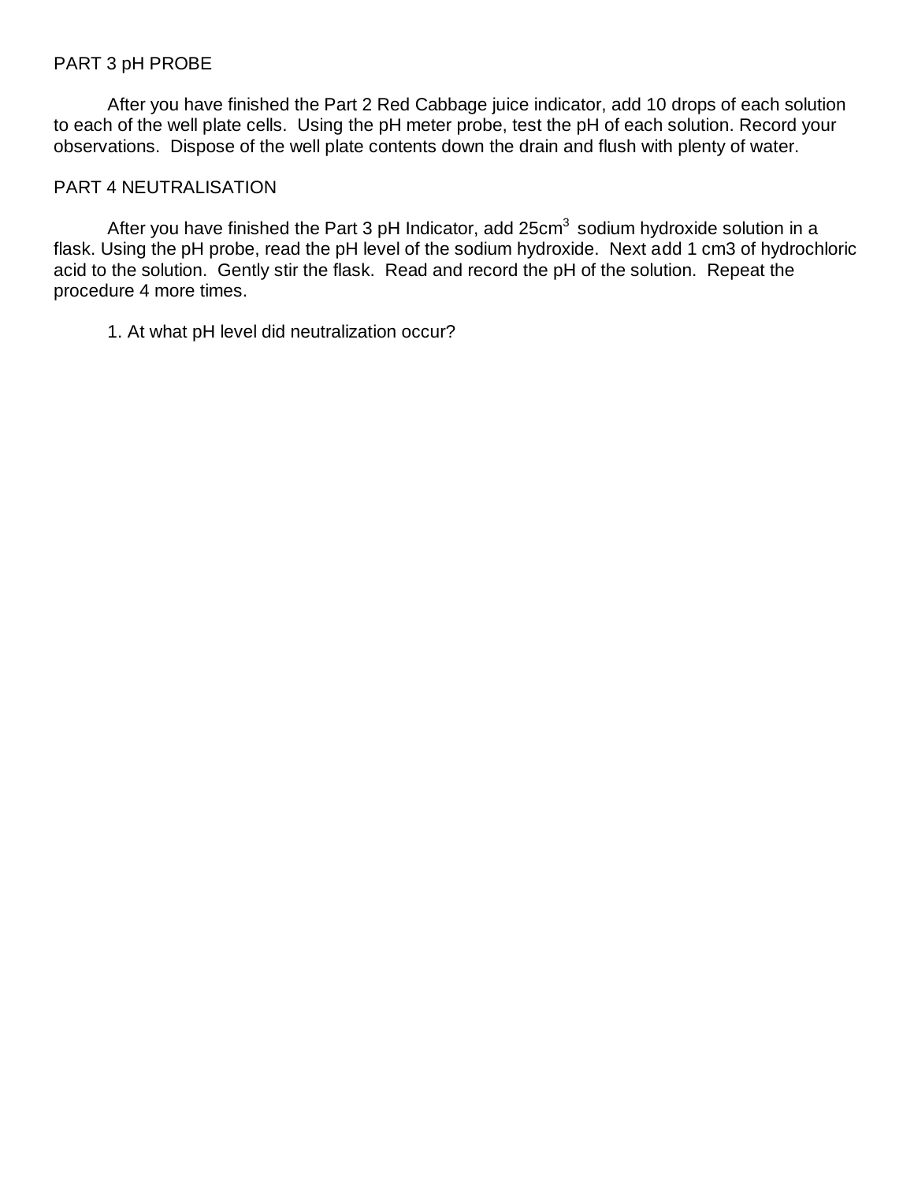## PART 3 pH PROBE

After you have finished the Part 2 Red Cabbage juice indicator, add 10 drops of each solution to each of the well plate cells. Using the pH meter probe, test the pH of each solution. Record your observations. Dispose of the well plate contents down the drain and flush with plenty of water.

## PART 4 NEUTRALISATION

After you have finished the Part 3 pH Indicator, add 25cm$^3$ sodium hydroxide solution in a flask. Using the pH probe, read the pH level of the sodium hydroxide. Next add 1 cm3 of hydrochloric acid to the solution. Gently stir the flask. Read and record the pH of the solution. Repeat the procedure 4 more times.

1. At what pH level did neutralization occur?